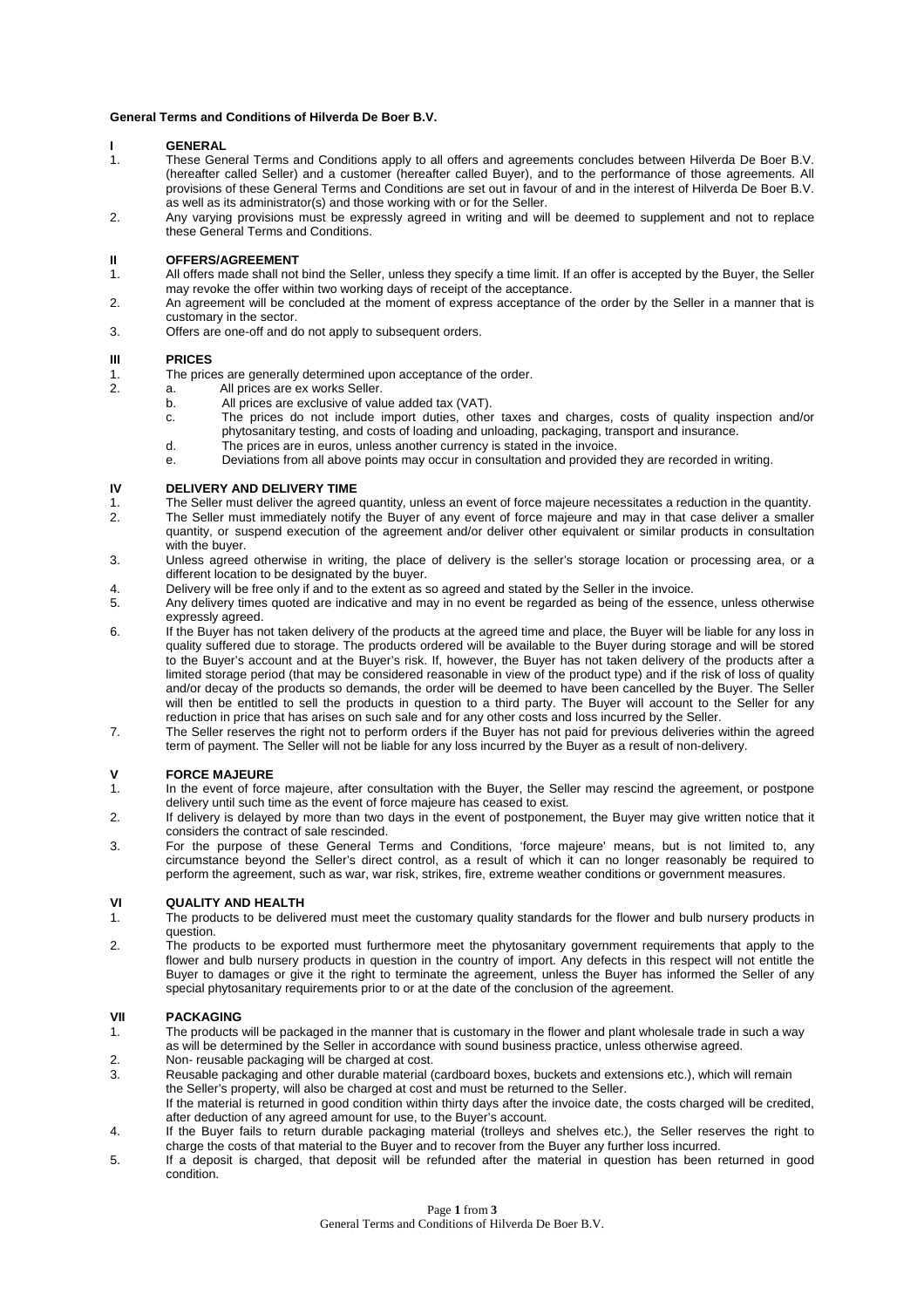**General Terms and Conditions of Hilverda De Boer B.V.**

## I GENERAL

1. These General Terms and Conditions apply to all offers and agreements concludes between Hilverda De Boer B.V. (hereafter called Seller) and a customer (hereafter called Buyer), and to the performance of those agreements. All provisions of these General Terms and Conditions are set out in favour of and in the interest of Hilverda De Boer B.V. as well as its administrator(s) and those working with or for the Seller.
2. Any varying provisions must be expressly agreed in writing and will be deemed to supplement and not to replace these General Terms and Conditions.

## II OFFERS/AGREEMENT

1. All offers made shall not bind the Seller, unless they specify a time limit. If an offer is accepted by the Buyer, the Seller may revoke the offer within two working days of receipt of the acceptance.
2. An agreement will be concluded at the moment of express acceptance of the order by the Seller in a manner that is customary in the sector.
3. Offers are one-off and do not apply to subsequent orders.

## III PRICES

1. The prices are generally determined upon acceptance of the order.
2. a. All prices are ex works Seller.
   b. All prices are exclusive of value added tax (VAT).
   c. The prices do not include import duties, other taxes and charges, costs of quality inspection and/or phytosanitary testing, and costs of loading and unloading, packaging, transport and insurance.
   d. The prices are in euros, unless another currency is stated in the invoice.
   e. Deviations from all above points may occur in consultation and provided they are recorded in writing.

## IV DELIVERY AND DELIVERY TIME

1. The Seller must deliver the agreed quantity, unless an event of force majeure necessitates a reduction in the quantity.
2. The Seller must immediately notify the Buyer of any event of force majeure and may in that case deliver a smaller quantity, or suspend execution of the agreement and/or deliver other equivalent or similar products in consultation with the buyer.
3. Unless agreed otherwise in writing, the place of delivery is the seller's storage location or processing area, or a different location to be designated by the buyer.
4. Delivery will be free only if and to the extent as so agreed and stated by the Seller in the invoice.
5. Any delivery times quoted are indicative and may in no event be regarded as being of the essence, unless otherwise expressly agreed.
6. If the Buyer has not taken delivery of the products at the agreed time and place, the Buyer will be liable for any loss in quality suffered due to storage. The products ordered will be available to the Buyer during storage and will be stored to the Buyer's account and at the Buyer's risk. If, however, the Buyer has not taken delivery of the products after a limited storage period (that may be considered reasonable in view of the product type) and if the risk of loss of quality and/or decay of the products so demands, the order will be deemed to have been cancelled by the Buyer. The Seller will then be entitled to sell the products in question to a third party. The Buyer will account to the Seller for any reduction in price that has arisen on such sale and for any other costs and loss incurred by the Seller.
7. The Seller reserves the right not to perform orders if the Buyer has not paid for previous deliveries within the agreed term of payment. The Seller will not be liable for any loss incurred by the Buyer as a result of non-delivery.

## V FORCE MAJEURE

1. In the event of force majeure, after consultation with the Buyer, the Seller may rescind the agreement, or postpone delivery until such time as the event of force majeure has ceased to exist.
2. If delivery is delayed by more than two days in the event of postponement, the Buyer may give written notice that it considers the contract of sale rescinded.
3. For the purpose of these General Terms and Conditions, 'force majeure' means, but is not limited to, any circumstance beyond the Seller's direct control, as a result of which it can no longer reasonably be required to perform the agreement, such as war, war risk, strikes, fire, extreme weather conditions or government measures.

## VI QUALITY AND HEALTH

1. The products to be delivered must meet the customary quality standards for the flower and bulb nursery products in question.
2. The products to be exported must furthermore meet the phytosanitary government requirements that apply to the flower and bulb nursery products in question in the country of import. Any defects in this respect will not entitle the Buyer to damages or give it the right to terminate the agreement, unless the Buyer has informed the Seller of any special phytosanitary requirements prior to or at the date of the conclusion of the agreement.

## VII PACKAGING

1. The products will be packaged in the manner that is customary in the flower and plant wholesale trade in such a way as will be determined by the Seller in accordance with sound business practice, unless otherwise agreed.
2. Non- reusable packaging will be charged at cost.
3. Reusable packaging and other durable material (cardboard boxes, buckets and extensions etc.), which will remain the Seller's property, will also be charged at cost and must be returned to the Seller.
   If the material is returned in good condition within thirty days after the invoice date, the costs charged will be credited, after deduction of any agreed amount for use, to the Buyer's account.
4. If the Buyer fails to return durable packaging material (trolleys and shelves etc.), the Seller reserves the right to charge the costs of that material to the Buyer and to recover from the Buyer any further loss incurred.
5. If a deposit is charged, that deposit will be refunded after the material in question has been returned in good condition.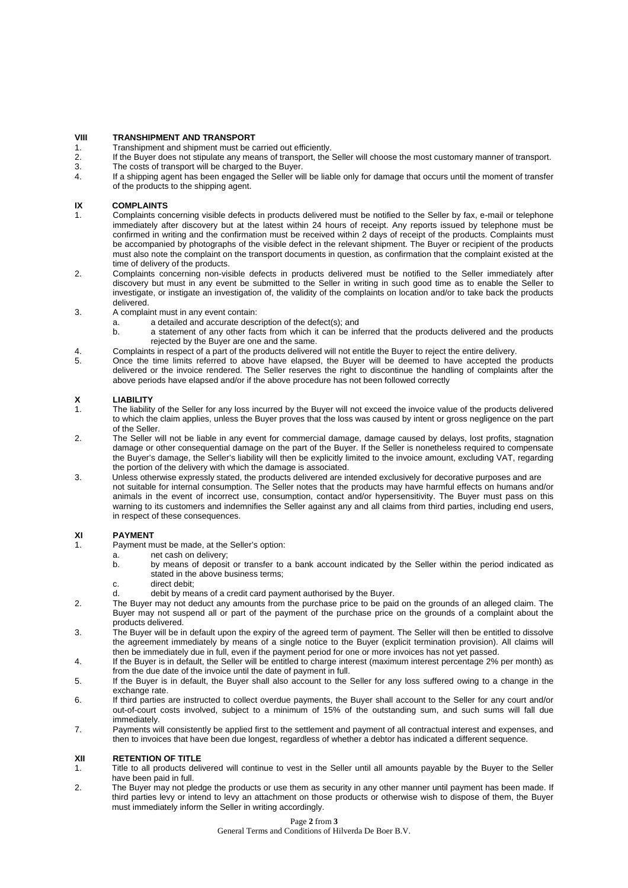## VIII TRANSHIPMENT AND TRANSPORT

1. Transhipment and shipment must be carried out efficiently.
2. If the Buyer does not stipulate any means of transport, the Seller will choose the most customary manner of transport.
3. The costs of transport will be charged to the Buyer.
4. If a shipping agent has been engaged the Seller will be liable only for damage that occurs until the moment of transfer of the products to the shipping agent.

## IX COMPLAINTS

1. Complaints concerning visible defects in products delivered must be notified to the Seller by fax, e-mail or telephone immediately after discovery but at the latest within 24 hours of receipt. Any reports issued by telephone must be confirmed in writing and the confirmation must be received within 2 days of receipt of the products. Complaints must be accompanied by photographs of the visible defect in the relevant shipment. The Buyer or recipient of the products must also note the complaint on the transport documents in question, as confirmation that the complaint existed at the time of delivery of the products.
2. Complaints concerning non-visible defects in products delivered must be notified to the Seller immediately after discovery but must in any event be submitted to the Seller in writing in such good time as to enable the Seller to investigate, or instigate an investigation of, the validity of the complaints on location and/or to take back the products delivered.
3. A complaint must in any event contain:
   a. a detailed and accurate description of the defect(s); and
   b. a statement of any other facts from which it can be inferred that the products delivered and the products rejected by the Buyer are one and the same.
4. Complaints in respect of a part of the products delivered will not entitle the Buyer to reject the entire delivery.
5. Once the time limits referred to above have elapsed, the Buyer will be deemed to have accepted the products delivered or the invoice rendered. The Seller reserves the right to discontinue the handling of complaints after the above periods have elapsed and/or if the above procedure has not been followed correctly

## X LIABILITY

1. The liability of the Seller for any loss incurred by the Buyer will not exceed the invoice value of the products delivered to which the claim applies, unless the Buyer proves that the loss was caused by intent or gross negligence on the part of the Seller.
2. The Seller will not be liable in any event for commercial damage, damage caused by delays, lost profits, stagnation damage or other consequential damage on the part of the Buyer. If the Seller is nonetheless required to compensate the Buyer's damage, the Seller's liability will then be explicitly limited to the invoice amount, excluding VAT, regarding the portion of the delivery with which the damage is associated.
3. Unless otherwise expressly stated, the products delivered are intended exclusively for decorative purposes and are not suitable for internal consumption. The Seller notes that the products may have harmful effects on humans and/or animals in the event of incorrect use, consumption, contact and/or hypersensitivity. The Buyer must pass on this warning to its customers and indemnifies the Seller against any and all claims from third parties, including end users, in respect of these consequences.

## XI PAYMENT

1. Payment must be made, at the Seller's option:
   a. net cash on delivery;
   b. by means of deposit or transfer to a bank account indicated by the Seller within the period indicated as stated in the above business terms;
   c. direct debit;
   d. debit by means of a credit card payment authorised by the Buyer.
2. The Buyer may not deduct any amounts from the purchase price to be paid on the grounds of an alleged claim. The Buyer may not suspend all or part of the payment of the purchase price on the grounds of a complaint about the products delivered.
3. The Buyer will be in default upon the expiry of the agreed term of payment. The Seller will then be entitled to dissolve the agreement immediately by means of a single notice to the Buyer (explicit termination provision). All claims will then be immediately due in full, even if the payment period for one or more invoices has not yet passed.
4. If the Buyer is in default, the Seller will be entitled to charge interest (maximum interest percentage 2% per month) as from the due date of the invoice until the date of payment in full.
5. If the Buyer is in default, the Buyer shall also account to the Seller for any loss suffered owing to a change in the exchange rate.
6. If third parties are instructed to collect overdue payments, the Buyer shall account to the Seller for any court and/or out-of-court costs involved, subject to a minimum of 15% of the outstanding sum, and such sums will fall due immediately.
7. Payments will consistently be applied first to the settlement and payment of all contractual interest and expenses, and then to invoices that have been due longest, regardless of whether a debtor has indicated a different sequence.

## XII RETENTION OF TITLE

1. Title to all products delivered will continue to vest in the Seller until all amounts payable by the Buyer to the Seller have been paid in full.
2. The Buyer may not pledge the products or use them as security in any other manner until payment has been made. If third parties levy or intend to levy an attachment on those products or otherwise wish to dispose of them, the Buyer must immediately inform the Seller in writing accordingly.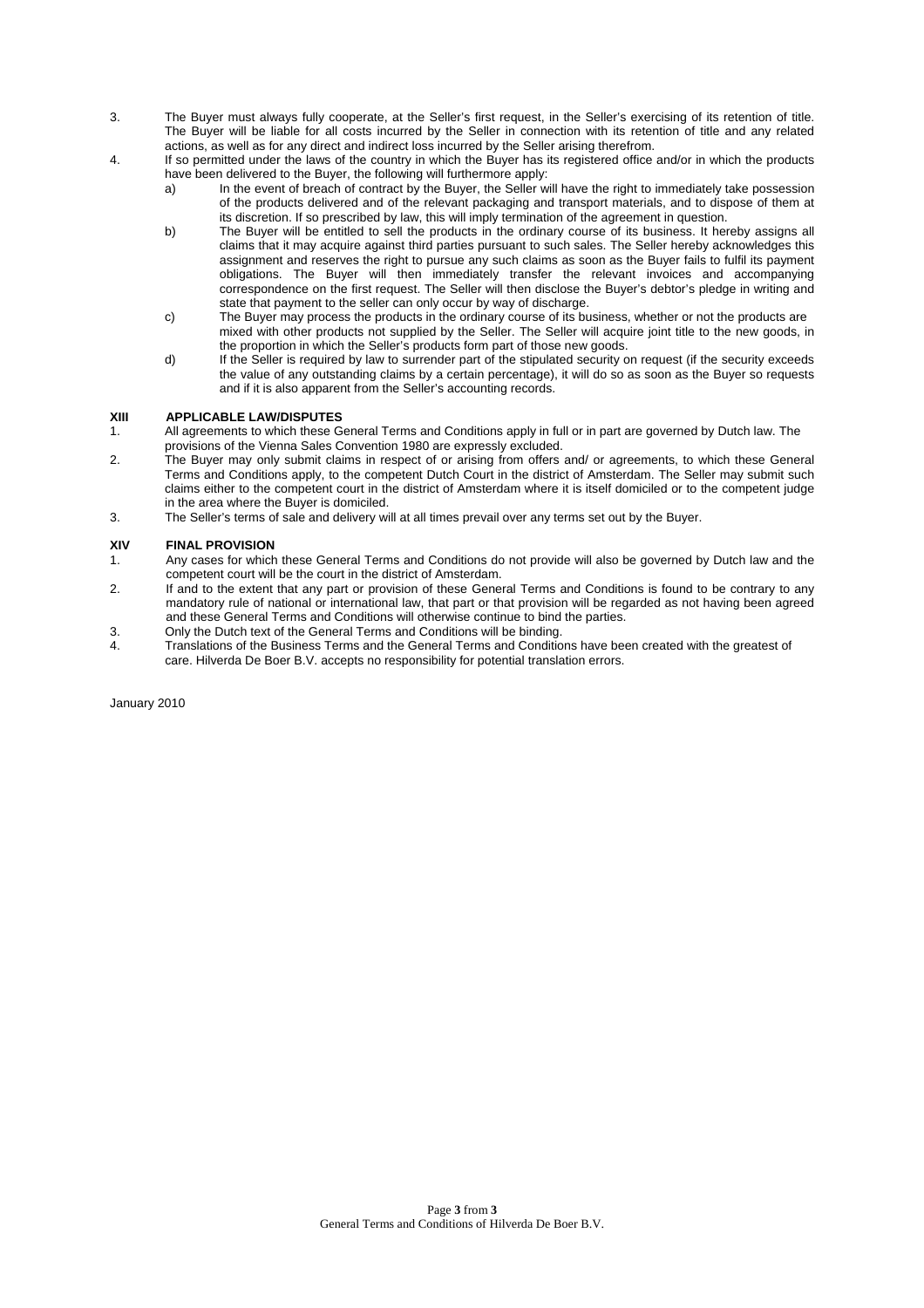3. The Buyer must always fully cooperate, at the Seller's first request, in the Seller's exercising of its retention of title. The Buyer will be liable for all costs incurred by the Seller in connection with its retention of title and any related actions, as well as for any direct and indirect loss incurred by the Seller arising therefrom.
4. If so permitted under the laws of the country in which the Buyer has its registered office and/or in which the products have been delivered to the Buyer, the following will furthermore apply:
   a) In the event of breach of contract by the Buyer, the Seller will have the right to immediately take possession of the products delivered and of the relevant packaging and transport materials, and to dispose of them at its discretion. If so prescribed by law, this will imply termination of the agreement in question.
   b) The Buyer will be entitled to sell the products in the ordinary course of its business. It hereby assigns all claims that it may acquire against third parties pursuant to such sales. The Seller hereby acknowledges this assignment and reserves the right to pursue any such claims as soon as the Buyer fails to fulfil its payment obligations. The Buyer will then immediately transfer the relevant invoices and accompanying correspondence on the first request. The Seller will then disclose the Buyer's debtor's pledge in writing and state that payment to the seller can only occur by way of discharge.
   c) The Buyer may process the products in the ordinary course of its business, whether or not the products are mixed with other products not supplied by the Seller. The Seller will acquire joint title to the new goods, in the proportion in which the Seller's products form part of those new goods.
   d) If the Seller is required by law to surrender part of the stipulated security on request (if the security exceeds the value of any outstanding claims by a certain percentage), it will do so as soon as the Buyer so requests and if it is also apparent from the Seller's accounting records.

**XIII APPLICABLE LAW/DISPUTES**

1. All agreements to which these General Terms and Conditions apply in full or in part are governed by Dutch law. The provisions of the Vienna Sales Convention 1980 are expressly excluded.
2. The Buyer may only submit claims in respect of or arising from offers and/ or agreements, to which these General Terms and Conditions apply, to the competent Dutch Court in the district of Amsterdam. The Seller may submit such claims either to the competent court in the district of Amsterdam where it is itself domiciled or to the competent judge in the area where the Buyer is domiciled.
3. The Seller's terms of sale and delivery will at all times prevail over any terms set out by the Buyer.

**XIV FINAL PROVISION**

1. Any cases for which these General Terms and Conditions do not provide will also be governed by Dutch law and the competent court will be the court in the district of Amsterdam.
2. If and to the extent that any part or provision of these General Terms and Conditions is found to be contrary to any mandatory rule of national or international law, that part or that provision will be regarded as not having been agreed and these General Terms and Conditions will otherwise continue to bind the parties.
3. Only the Dutch text of the General Terms and Conditions will be binding.
4. Translations of the Business Terms and the General Terms and Conditions have been created with the greatest of care. Hilverda De Boer B.V. accepts no responsibility for potential translation errors.

January 2010